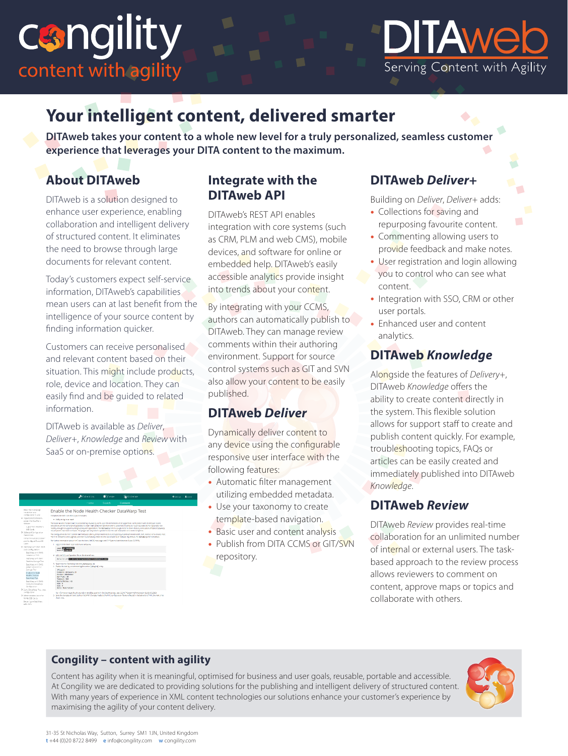congility
content with agility

DITAweb
Serving Content with Agility

# Your intelligent content, delivered smarter

**DITAweb takes your content to a whole new level for a truly personalized, seamless customer experience that leverages your DITA content to the maximum.**

## About DITAweb

DITAweb is a solution designed to enhance user experience, enabling collaboration and intelligent delivery of structured content. It eliminates the need to browse through large documents for relevant content.

Today's customers expect self-service information, DITAweb's capabilities mean users can at last benefit from the intelligence of your source content by finding information quicker.

Customers can receive personalised and relevant content based on their situation. This might include products, role, device and location. They can easily find and be guided to related information.

DITAweb is available as *Deliver*, *Deliver+*, *Knowledge* and *Review* with SaaS or on-premise options.

## Integrate with the DITAweb API

DITAweb's REST API enables integration with core systems (such as CRM, PLM and web CMS), mobile devices, and software for online or embedded help. DITAweb's easily accessible analytics provide insight into trends about your content.

By integrating with your CCMS, authors can automatically publish to DITAweb. They can manage review comments within their authoring environment. Support for source control systems such as GIT and SVN also allow your content to be easily published.

## DITAweb *Deliver*

Dynamically deliver content to any device using the configurable responsive user interface with the following features:

- Automatic filter management utilizing embedded metadata.
- Use your taxonomy to create template-based navigation.
- Basic user and content analysis
- Publish from DITA CCMS or GIT/SVN repository.

## DITAweb *Deliver+*

Building on *Deliver*, *Deliver+* adds:

- Collections for saving and repurposing favourite content.
- Commenting allowing users to provide feedback and make notes.
- User registration and login allowing you to control who can see what content.
- Integration with SSO, CRM or other user portals.
- Enhanced user and content analytics.

## DITAweb *Knowledge*

Alongside the features of *Delivery+*, DITAweb *Knowledge* offers the ability to create content directly in the system. This flexible solution allows for support staff to create and publish content quickly. For example, troubleshooting topics, FAQs or articles can be easily created and immediately published into DITAweb *Knowledge*.

## DITAweb *Review*

DITAweb *Review* provides real-time collaboration for an unlimited number of internal or external users. The task-based approach to the review process allows reviewers to comment on content, approve maps or topics and collaborate with others.

## Congility – content with agility

Content has agility when it is meaningful, optimised for business and user goals, reusable, portable and accessible. At Congility we are dedicated to providing solutions for the publishing and intelligent delivery of structured content. With many years of experience in XML content technologies our solutions enhance your customer's experience by maximising the agility of your content delivery.

31-35 St Nicholas Way, Sutton, Surrey SM1 1JN, United Kingdom
**t** +44 (0)20 8722 8499 **e** info@congility.com **w** congility.com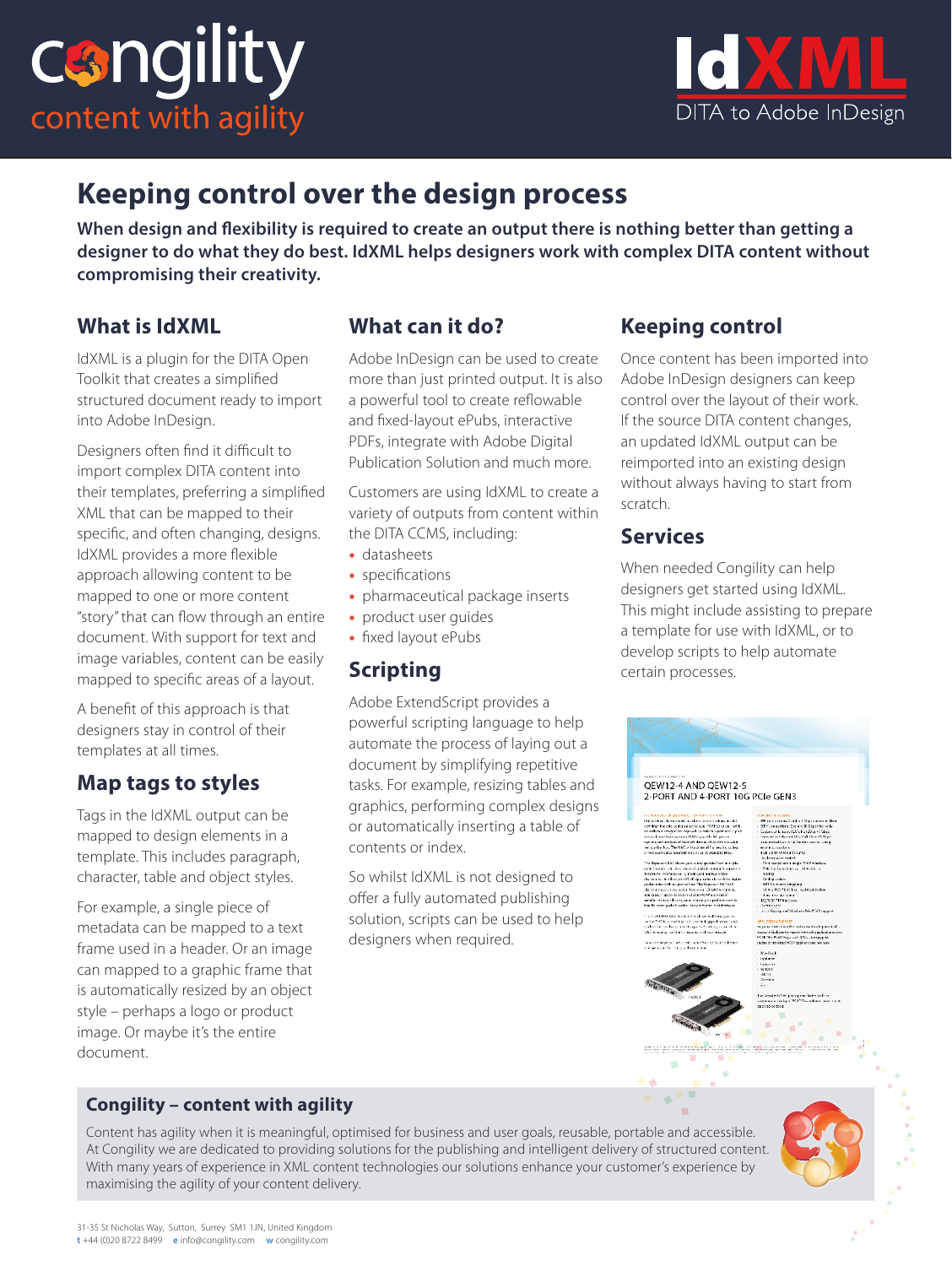congility
content with agility

IdXML
DITA to Adobe InDesign

# Keeping control over the design process

**When design and flexibility is required to create an output there is nothing better than getting a designer to do what they do best. IdXML helps designers work with complex DITA content without compromising their creativity.**

## What is IdXML

IdXML is a plugin for the DITA Open Toolkit that creates a simplified structured document ready to import into Adobe InDesign.

Designers often find it difficult to import complex DITA content into their templates, preferring a simplified XML that can be mapped to their specific, and often changing, designs. IdXML provides a more flexible approach allowing content to be mapped to one or more content "story" that can flow through an entire document. With support for text and image variables, content can be easily mapped to specific areas of a layout.

A benefit of this approach is that designers stay in control of their templates at all times.

## Map tags to styles

Tags in the IdXML output can be mapped to design elements in a template. This includes paragraph, character, table and object styles.

For example, a single piece of metadata can be mapped to a text frame used in a header. Or an image can mapped to a graphic frame that is automatically resized by an object style – perhaps a logo or product image. Or maybe it's the entire document.

## What can it do?

Adobe InDesign can be used to create more than just printed output. It is also a powerful tool to create reflowable and fixed-layout ePubs, interactive PDFs, integrate with Adobe Digital Publication Solution and much more.

Customers are using IdXML to create a variety of outputs from content within the DITA CCMS, including:

- datasheets
- specifications
- pharmaceutical package inserts
- product user guides
- fixed layout ePubs

## Scripting

Adobe ExtendScript provides a powerful scripting language to help automate the process of laying out a document by simplifying repetitive tasks. For example, resizing tables and graphics, performing complex designs or automatically inserting a table of contents or index.

So whilst IdXML is not designed to offer a fully automated publishing solution, scripts can be used to help designers when required.

## Keeping control

Once content has been imported into Adobe InDesign designers can keep control over the layout of their work. If the source DITA content changes, an updated IdXML output can be reimported into an existing design without always having to start from scratch.

## Services

When needed Congility can help designers get started using IdXML. This might include assisting to prepare a template for use with IdXML, or to develop scripts to help automate certain processes.

## Congility – content with agility

Content has agility when it is meaningful, optimised for business and user goals, reusable, portable and accessible. At Congility we are dedicated to providing solutions for the publishing and intelligent delivery of structured content. With many years of experience in XML content technologies our solutions enhance your customer's experience by maximising the agility of your content delivery.

31-35 St Nicholas Way, Sutton, Surrey SM1 1JN, United Kingdom
**t** +44 (0)20 8722 8499 **e** info@congility.com **w** congility.com